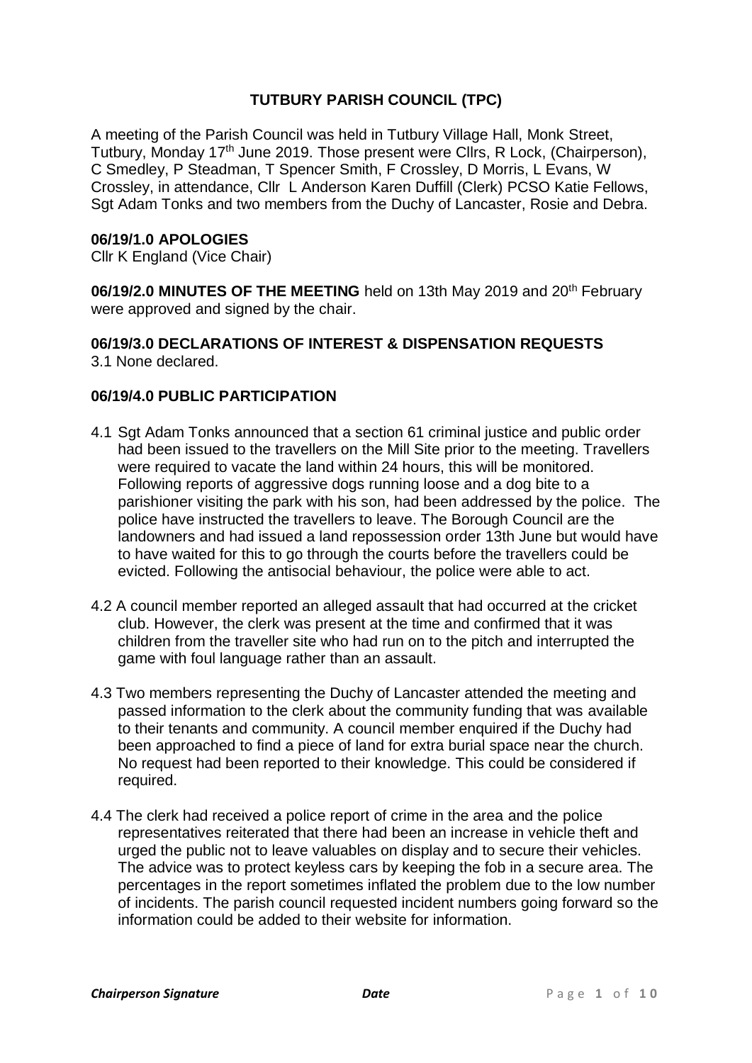# TUTBURY PARISH COUNCIL (TPC)

A meeting of the Parish Council was held in Tutbury Village Hall, Monk Street, Tutbury, Monday 17th June 2019. Those present were Cllrs, R Lock, (Chairperson), C Smedley, P Steadman, T Spencer Smith, F Crossley, D Morris, L Evans, W Crossley, in attendance, Cllr L Anderson Karen Duffill (Clerk) PCSO Katie Fellows, Sgt Adam Tonks and two members from the Duchy of Lancaster, Rosie and Debra.

## 06/19/1.0 APOLOGIES

Cllr K England (Vice Chair)

**06/19/2.0 MINUTES OF THE MEETING** held on 13th May 2019 and 20th February were approved and signed by the chair.

## 06/19/3.0 DECLARATIONS OF INTEREST & DISPENSATION REQUESTS

3.1 None declared.

## 06/19/4.0 PUBLIC PARTICIPATION

4.1 Sgt Adam Tonks announced that a section 61 criminal justice and public order had been issued to the travellers on the Mill Site prior to the meeting. Travellers were required to vacate the land within 24 hours, this will be monitored. Following reports of aggressive dogs running loose and a dog bite to a parishioner visiting the park with his son, had been addressed by the police. The police have instructed the travellers to leave. The Borough Council are the landowners and had issued a land repossession order 13th June but would have to have waited for this to go through the courts before the travellers could be evicted. Following the antisocial behaviour, the police were able to act.

4.2 A council member reported an alleged assault that had occurred at the cricket club. However, the clerk was present at the time and confirmed that it was children from the traveller site who had run on to the pitch and interrupted the game with foul language rather than an assault.

4.3 Two members representing the Duchy of Lancaster attended the meeting and passed information to the clerk about the community funding that was available to their tenants and community. A council member enquired if the Duchy had been approached to find a piece of land for extra burial space near the church. No request had been reported to their knowledge. This could be considered if required.

4.4 The clerk had received a police report of crime in the area and the police representatives reiterated that there had been an increase in vehicle theft and urged the public not to leave valuables on display and to secure their vehicles. The advice was to protect keyless cars by keeping the fob in a secure area. The percentages in the report sometimes inflated the problem due to the low number of incidents. The parish council requested incident numbers going forward so the information could be added to their website for information.

*Chairperson Signature* *Date*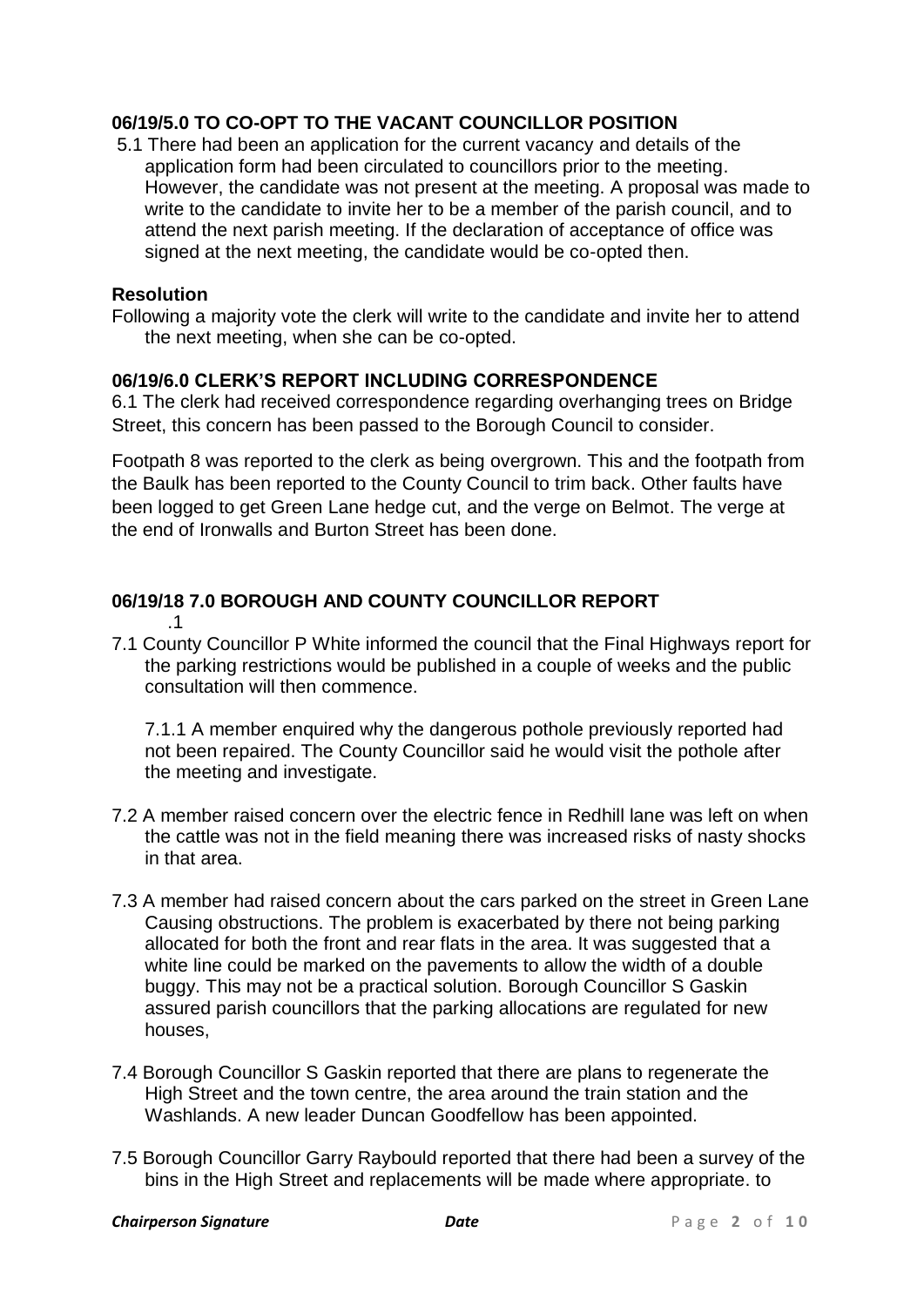### 06/19/5.0 TO CO-OPT TO THE VACANT COUNCILLOR POSITION

5.1 There had been an application for the current vacancy and details of the application form had been circulated to councillors prior to the meeting. However, the candidate was not present at the meeting. A proposal was made to write to the candidate to invite her to be a member of the parish council, and to attend the next parish meeting. If the declaration of acceptance of office was signed at the next meeting, the candidate would be co-opted then.

**Resolution**

Following a majority vote the clerk will write to the candidate and invite her to attend the next meeting, when she can be co-opted.

### 06/19/6.0 CLERK'S REPORT INCLUDING CORRESPONDENCE

6.1 The clerk had received correspondence regarding overhanging trees on Bridge Street, this concern has been passed to the Borough Council to consider.

Footpath 8 was reported to the clerk as being overgrown. This and the footpath from the Baulk has been reported to the County Council to trim back. Other faults have been logged to get Green Lane hedge cut, and the verge on Belmot. The verge at the end of Ironwalls and Burton Street has been done.

### 06/19/18 7.0 BOROUGH AND COUNTY COUNCILLOR REPORT

.1

7.1 County Councillor P White informed the council that the Final Highways report for the parking restrictions would be published in a couple of weeks and the public consultation will then commence.

7.1.1 A member enquired why the dangerous pothole previously reported had not been repaired. The County Councillor said he would visit the pothole after the meeting and investigate.

7.2 A member raised concern over the electric fence in Redhill lane was left on when the cattle was not in the field meaning there was increased risks of nasty shocks in that area.

7.3 A member had raised concern about the cars parked on the street in Green Lane Causing obstructions. The problem is exacerbated by there not being parking allocated for both the front and rear flats in the area. It was suggested that a white line could be marked on the pavements to allow the width of a double buggy. This may not be a practical solution. Borough Councillor S Gaskin assured parish councillors that the parking allocations are regulated for new houses,

7.4 Borough Councillor S Gaskin reported that there are plans to regenerate the High Street and the town centre, the area around the train station and the Washlands. A new leader Duncan Goodfellow has been appointed.

7.5 Borough Councillor Garry Raybould reported that there had been a survey of the bins in the High Street and replacements will be made where appropriate. to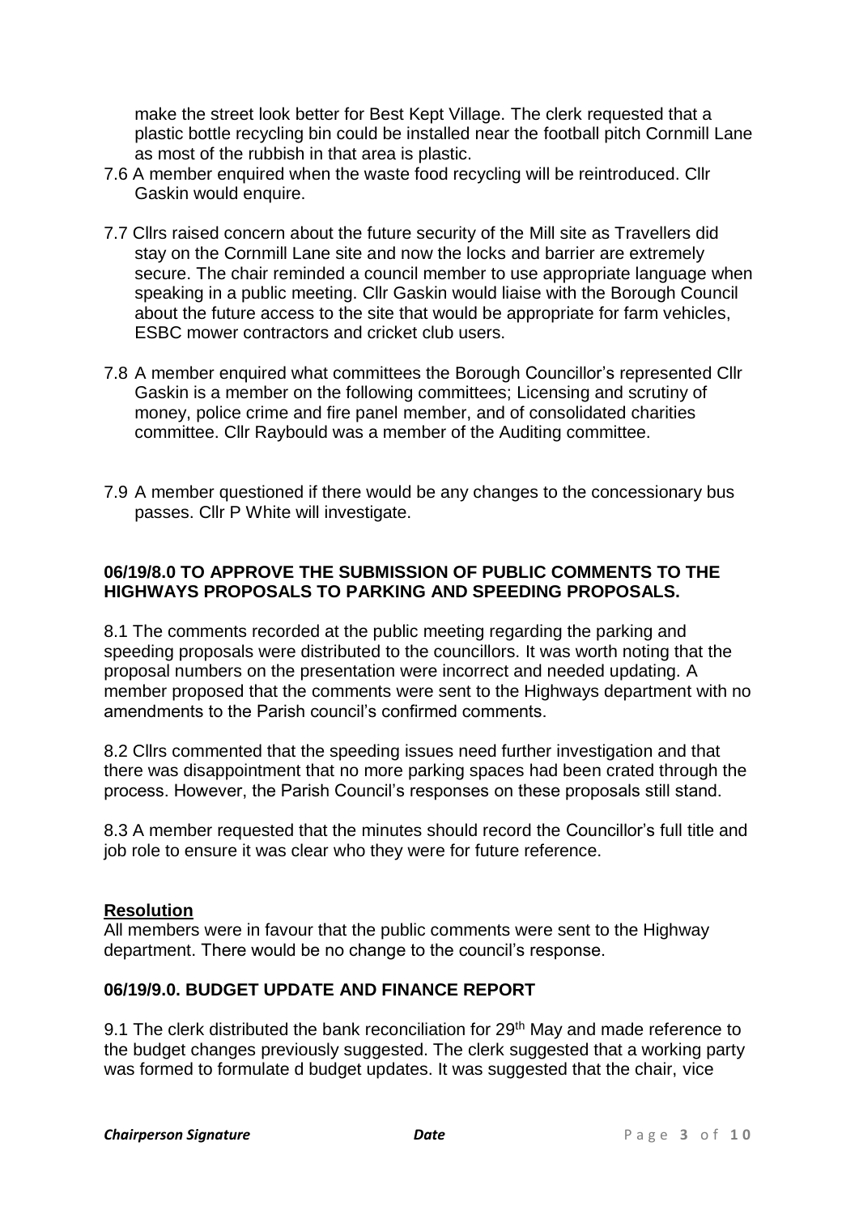make the street look better for Best Kept Village. The clerk requested that a plastic bottle recycling bin could be installed near the football pitch Cornmill Lane as most of the rubbish in that area is plastic.

7.6 A member enquired when the waste food recycling will be reintroduced. Cllr Gaskin would enquire.

7.7 Cllrs raised concern about the future security of the Mill site as Travellers did stay on the Cornmill Lane site and now the locks and barrier are extremely secure. The chair reminded a council member to use appropriate language when speaking in a public meeting. Cllr Gaskin would liaise with the Borough Council about the future access to the site that would be appropriate for farm vehicles, ESBC mower contractors and cricket club users.

7.8 A member enquired what committees the Borough Councillor's represented Cllr Gaskin is a member on the following committees; Licensing and scrutiny of money, police crime and fire panel member, and of consolidated charities committee. Cllr Raybould was a member of the Auditing committee.

7.9 A member questioned if there would be any changes to the concessionary bus passes. Cllr P White will investigate.

**06/19/8.0 TO APPROVE THE SUBMISSION OF PUBLIC COMMENTS TO THE HIGHWAYS PROPOSALS TO PARKING AND SPEEDING PROPOSALS.**

8.1 The comments recorded at the public meeting regarding the parking and speeding proposals were distributed to the councillors. It was worth noting that the proposal numbers on the presentation were incorrect and needed updating. A member proposed that the comments were sent to the Highways department with no amendments to the Parish council's confirmed comments.

8.2 Cllrs commented that the speeding issues need further investigation and that there was disappointment that no more parking spaces had been crated through the process. However, the Parish Council's responses on these proposals still stand.

8.3 A member requested that the minutes should record the Councillor's full title and job role to ensure it was clear who they were for future reference.

**Resolution**

All members were in favour that the public comments were sent to the Highway department. There would be no change to the council's response.

**06/19/9.0. BUDGET UPDATE AND FINANCE REPORT**

9.1 The clerk distributed the bank reconciliation for 29th May and made reference to the budget changes previously suggested. The clerk suggested that a working party was formed to formulate d budget updates. It was suggested that the chair, vice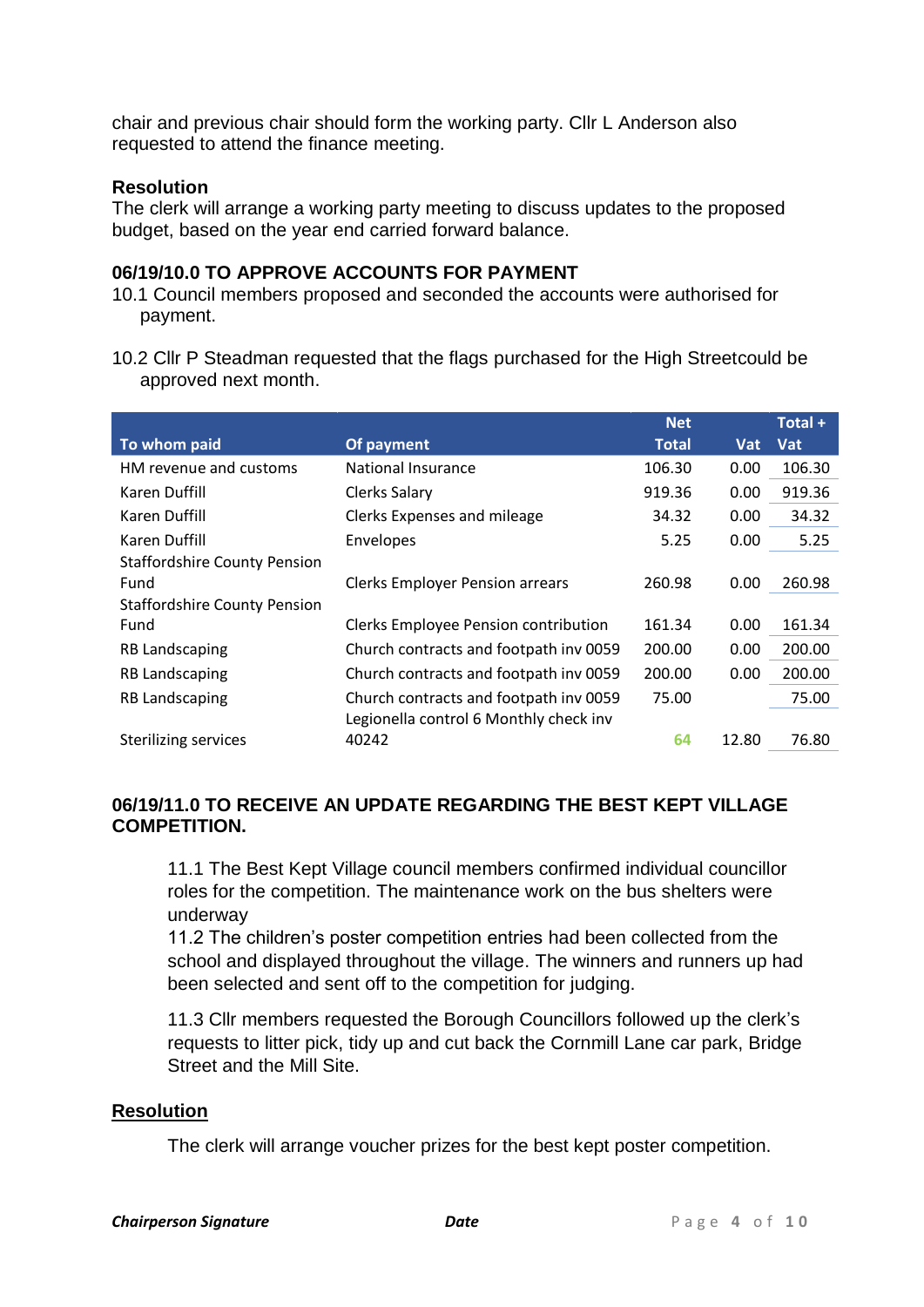chair and previous chair should form the working party. Cllr L Anderson also requested to attend the finance meeting.

**Resolution**
The clerk will arrange a working party meeting to discuss updates to the proposed budget, based on the year end carried forward balance.

**06/19/10.0 TO APPROVE ACCOUNTS FOR PAYMENT**

10.1 Council members proposed and seconded the accounts were authorised for payment.

10.2 Cllr P Steadman requested that the flags purchased for the High Streetcould be approved next month.

| To whom paid | Of payment | Net Total | Vat | Total + Vat |
|---|---|---|---|---|
| HM revenue and customs | National Insurance | 106.30 | 0.00 | 106.30 |
| Karen Duffill | Clerks Salary | 919.36 | 0.00 | 919.36 |
| Karen Duffill | Clerks Expenses and mileage | 34.32 | 0.00 | 34.32 |
| Karen Duffill | Envelopes | 5.25 | 0.00 | 5.25 |
| Staffordshire County Pension Fund | Clerks Employer Pension arrears | 260.98 | 0.00 | 260.98 |
| Staffordshire County Pension Fund | Clerks Employee Pension contribution | 161.34 | 0.00 | 161.34 |
| RB Landscaping | Church contracts and footpath inv 0059 | 200.00 | 0.00 | 200.00 |
| RB Landscaping | Church contracts and footpath inv 0059 | 200.00 | 0.00 | 200.00 |
| RB Landscaping | Church contracts and footpath inv 0059 | 75.00 | | 75.00 |
| Sterilizing services | Legionella control 6 Monthly check inv 40242 | 64 | 12.80 | 76.80 |

**06/19/11.0 TO RECEIVE AN UPDATE REGARDING THE BEST KEPT VILLAGE COMPETITION.**

11.1 The Best Kept Village council members confirmed individual councillor roles for the competition. The maintenance work on the bus shelters were underway

11.2 The children's poster competition entries had been collected from the school and displayed throughout the village. The winners and runners up had been selected and sent off to the competition for judging.

11.3 Cllr members requested the Borough Councillors followed up the clerk's requests to litter pick, tidy up and cut back the Cornmill Lane car park, Bridge Street and the Mill Site.

**Resolution**

The clerk will arrange voucher prizes for the best kept poster competition.

***Chairperson Signature*** ***Date***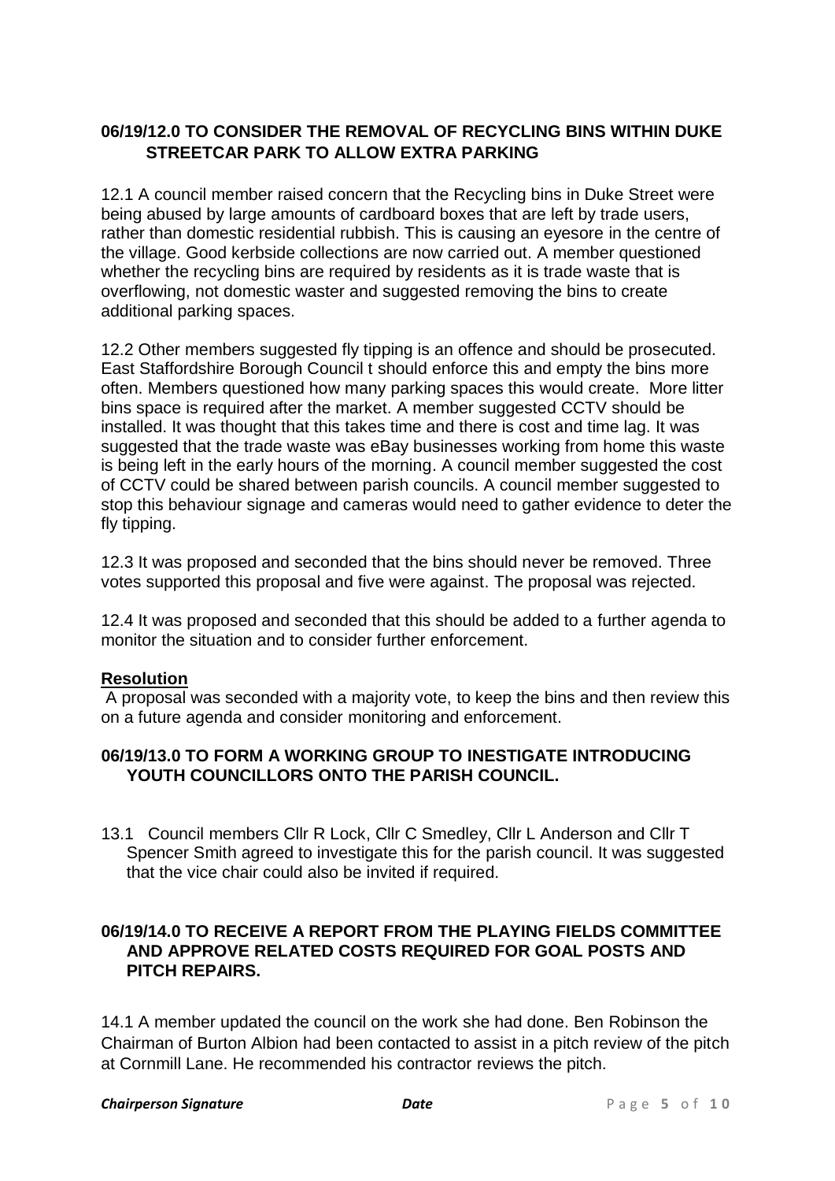**06/19/12.0 TO CONSIDER THE REMOVAL OF RECYCLING BINS WITHIN DUKE STREETCAR PARK TO ALLOW EXTRA PARKING**

12.1 A council member raised concern that the Recycling bins in Duke Street were being abused by large amounts of cardboard boxes that are left by trade users, rather than domestic residential rubbish. This is causing an eyesore in the centre of the village. Good kerbside collections are now carried out. A member questioned whether the recycling bins are required by residents as it is trade waste that is overflowing, not domestic waster and suggested removing the bins to create additional parking spaces.

12.2 Other members suggested fly tipping is an offence and should be prosecuted. East Staffordshire Borough Council t should enforce this and empty the bins more often. Members questioned how many parking spaces this would create. More litter bins space is required after the market. A member suggested CCTV should be installed. It was thought that this takes time and there is cost and time lag. It was suggested that the trade waste was eBay businesses working from home this waste is being left in the early hours of the morning. A council member suggested the cost of CCTV could be shared between parish councils. A council member suggested to stop this behaviour signage and cameras would need to gather evidence to deter the fly tipping.

12.3 It was proposed and seconded that the bins should never be removed. Three votes supported this proposal and five were against. The proposal was rejected.

12.4 It was proposed and seconded that this should be added to a further agenda to monitor the situation and to consider further enforcement.

**Resolution**

A proposal was seconded with a majority vote, to keep the bins and then review this on a future agenda and consider monitoring and enforcement.

**06/19/13.0 TO FORM A WORKING GROUP TO INESTIGATE INTRODUCING YOUTH COUNCILLORS ONTO THE PARISH COUNCIL.**

13.1 Council members Cllr R Lock, Cllr C Smedley, Cllr L Anderson and Cllr T Spencer Smith agreed to investigate this for the parish council. It was suggested that the vice chair could also be invited if required.

**06/19/14.0 TO RECEIVE A REPORT FROM THE PLAYING FIELDS COMMITTEE AND APPROVE RELATED COSTS REQUIRED FOR GOAL POSTS AND PITCH REPAIRS.**

14.1 A member updated the council on the work she had done. Ben Robinson the Chairman of Burton Albion had been contacted to assist in a pitch review of the pitch at Cornmill Lane. He recommended his contractor reviews the pitch.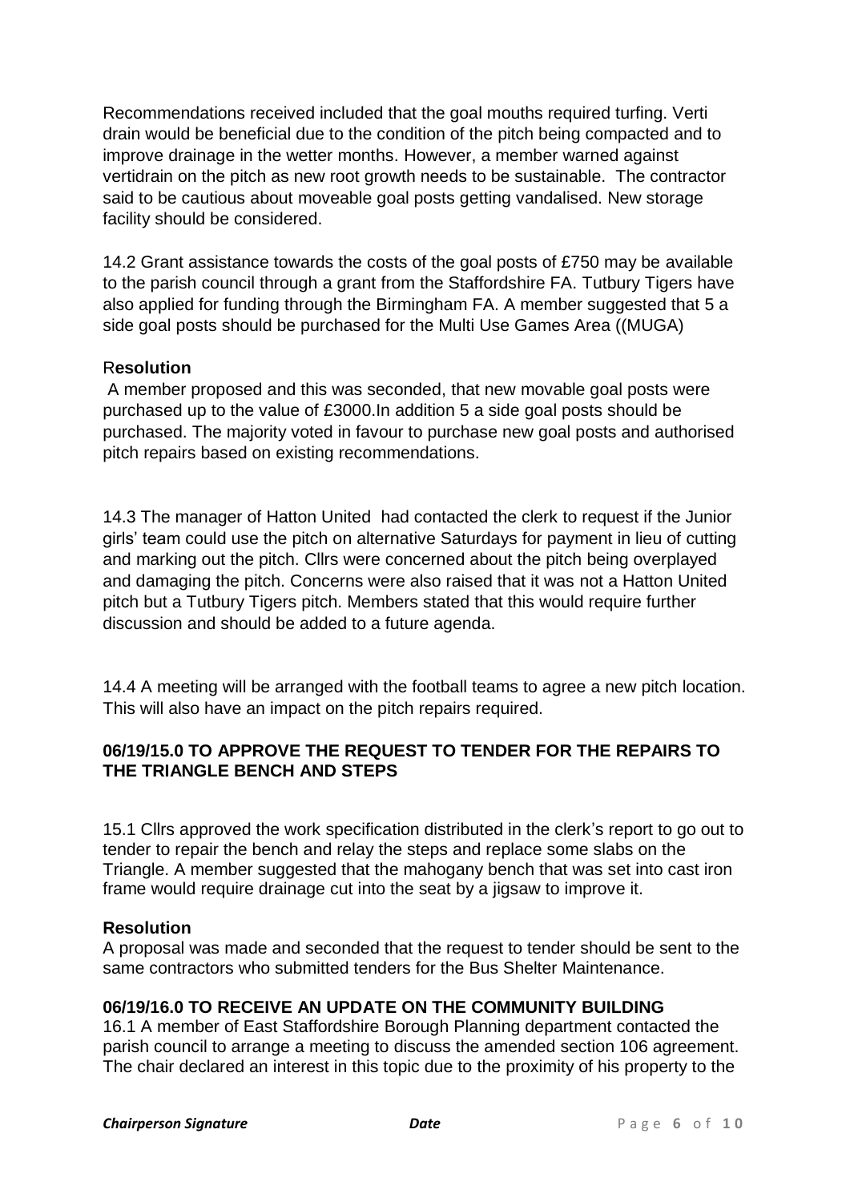Recommendations received included that the goal mouths required turfing. Verti drain would be beneficial due to the condition of the pitch being compacted and to improve drainage in the wetter months. However, a member warned against vertidrain on the pitch as new root growth needs to be sustainable. The contractor said to be cautious about moveable goal posts getting vandalised. New storage facility should be considered.

14.2 Grant assistance towards the costs of the goal posts of £750 may be available to the parish council through a grant from the Staffordshire FA. Tutbury Tigers have also applied for funding through the Birmingham FA. A member suggested that 5 a side goal posts should be purchased for the Multi Use Games Area ((MUGA)

R**esolution**

A member proposed and this was seconded, that new movable goal posts were purchased up to the value of £3000.In addition 5 a side goal posts should be purchased. The majority voted in favour to purchase new goal posts and authorised pitch repairs based on existing recommendations.

14.3 The manager of Hatton United had contacted the clerk to request if the Junior girls' team could use the pitch on alternative Saturdays for payment in lieu of cutting and marking out the pitch. Cllrs were concerned about the pitch being overplayed and damaging the pitch. Concerns were also raised that it was not a Hatton United pitch but a Tutbury Tigers pitch. Members stated that this would require further discussion and should be added to a future agenda.

14.4 A meeting will be arranged with the football teams to agree a new pitch location. This will also have an impact on the pitch repairs required.

**06/19/15.0 TO APPROVE THE REQUEST TO TENDER FOR THE REPAIRS TO THE TRIANGLE BENCH AND STEPS**

15.1 Cllrs approved the work specification distributed in the clerk's report to go out to tender to repair the bench and relay the steps and replace some slabs on the Triangle. A member suggested that the mahogany bench that was set into cast iron frame would require drainage cut into the seat by a jigsaw to improve it.

**Resolution**

A proposal was made and seconded that the request to tender should be sent to the same contractors who submitted tenders for the Bus Shelter Maintenance.

**06/19/16.0 TO RECEIVE AN UPDATE ON THE COMMUNITY BUILDING**

16.1 A member of East Staffordshire Borough Planning department contacted the parish council to arrange a meeting to discuss the amended section 106 agreement. The chair declared an interest in this topic due to the proximity of his property to the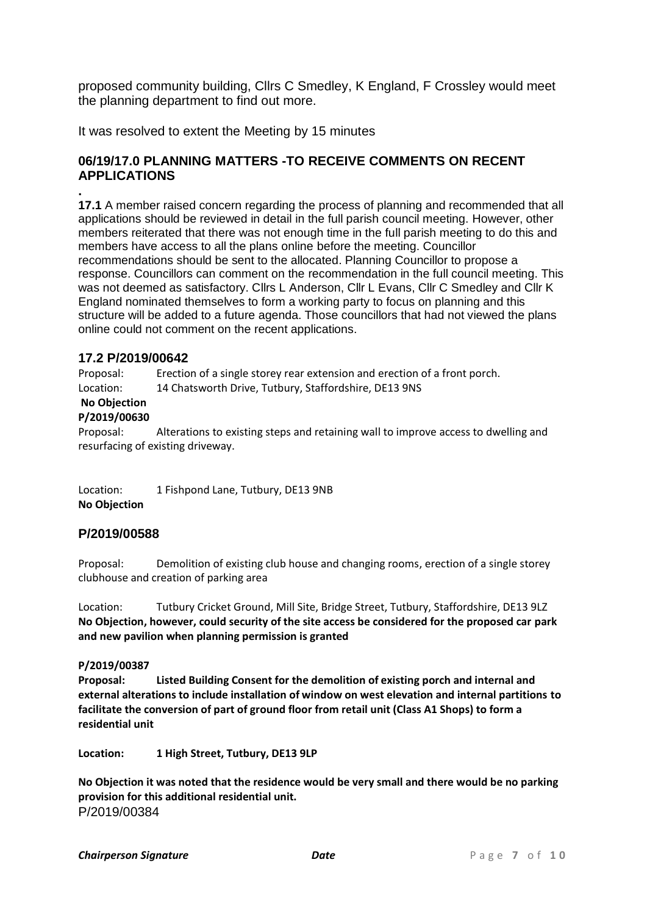proposed community building, Cllrs C Smedley, K England, F Crossley would meet the planning department to find out more.

It was resolved to extent the Meeting by 15 minutes

## 06/19/17.0 PLANNING MATTERS -TO RECEIVE COMMENTS ON RECENT APPLICATIONS

.

**17.1** A member raised concern regarding the process of planning and recommended that all applications should be reviewed in detail in the full parish council meeting. However, other members reiterated that there was not enough time in the full parish meeting to do this and members have access to all the plans online before the meeting. Councillor recommendations should be sent to the allocated. Planning Councillor to propose a response. Councillors can comment on the recommendation in the full council meeting. This was not deemed as satisfactory. Cllrs L Anderson, Cllr L Evans, Cllr C Smedley and Cllr K England nominated themselves to form a working party to focus on planning and this structure will be added to a future agenda. Those councillors that had not viewed the plans online could not comment on the recent applications.

### 17.2 P/2019/00642

Proposal: Erection of a single storey rear extension and erection of a front porch.
Location: 14 Chatsworth Drive, Tutbury, Staffordshire, DE13 9NS

**No Objection**

**P/2019/00630**

Proposal: Alterations to existing steps and retaining wall to improve access to dwelling and resurfacing of existing driveway.

Location: 1 Fishpond Lane, Tutbury, DE13 9NB

**No Objection**

### P/2019/00588

Proposal: Demolition of existing club house and changing rooms, erection of a single storey clubhouse and creation of parking area

Location: Tutbury Cricket Ground, Mill Site, Bridge Street, Tutbury, Staffordshire, DE13 9LZ

**No Objection, however, could security of the site access be considered for the proposed car park and new pavilion when planning permission is granted**

**P/2019/00387**

**Proposal: Listed Building Consent for the demolition of existing porch and internal and external alterations to include installation of window on west elevation and internal partitions to facilitate the conversion of part of ground floor from retail unit (Class A1 Shops) to form a residential unit**

**Location: 1 High Street, Tutbury, DE13 9LP**

**No Objection it was noted that the residence would be very small and there would be no parking provision for this additional residential unit.**

P/2019/00384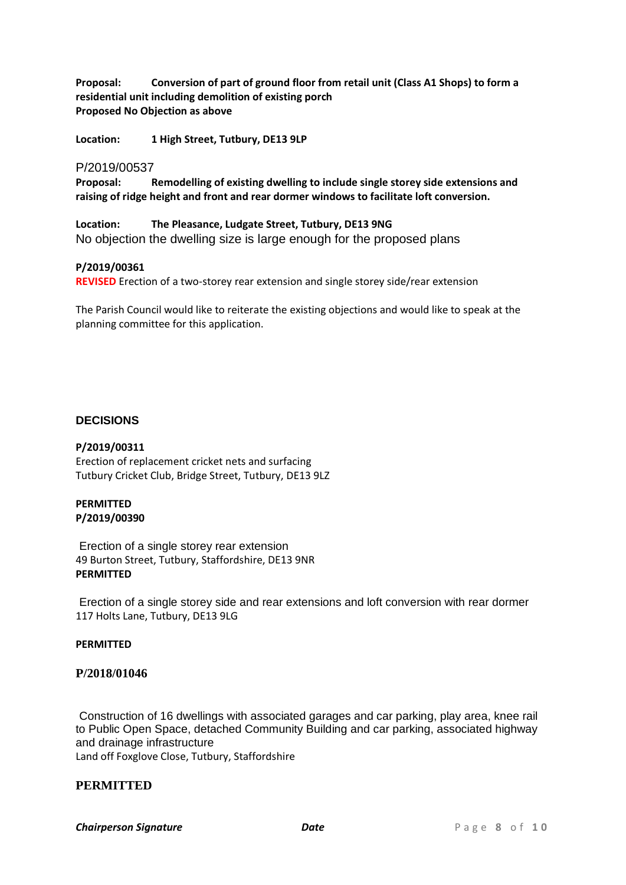**Proposal: Conversion of part of ground floor from retail unit (Class A1 Shops) to form a residential unit including demolition of existing porch**
**Proposed No Objection as above**

**Location: 1 High Street, Tutbury, DE13 9LP**

P/2019/00537

**Proposal: Remodelling of existing dwelling to include single storey side extensions and raising of ridge height and front and rear dormer windows to facilitate loft conversion.**

**Location: The Pleasance, Ludgate Street, Tutbury, DE13 9NG**
No objection the dwelling size is large enough for the proposed plans

**P/2019/00361**
**REVISED** Erection of a two-storey rear extension and single storey side/rear extension

The Parish Council would like to reiterate the existing objections and would like to speak at the planning committee for this application.

## DECISIONS

**P/2019/00311**
Erection of replacement cricket nets and surfacing
Tutbury Cricket Club, Bridge Street, Tutbury, DE13 9LZ

**PERMITTED**
**P/2019/00390**

Erection of a single storey rear extension
49 Burton Street, Tutbury, Staffordshire, DE13 9NR
**PERMITTED**

Erection of a single storey side and rear extensions and loft conversion with rear dormer
117 Holts Lane, Tutbury, DE13 9LG

**PERMITTED**

**P/2018/01046**

Construction of 16 dwellings with associated garages and car parking, play area, knee rail to Public Open Space, detached Community Building and car parking, associated highway and drainage infrastructure
Land off Foxglove Close, Tutbury, Staffordshire

**PERMITTED**

***Chairperson Signature*** ***Date***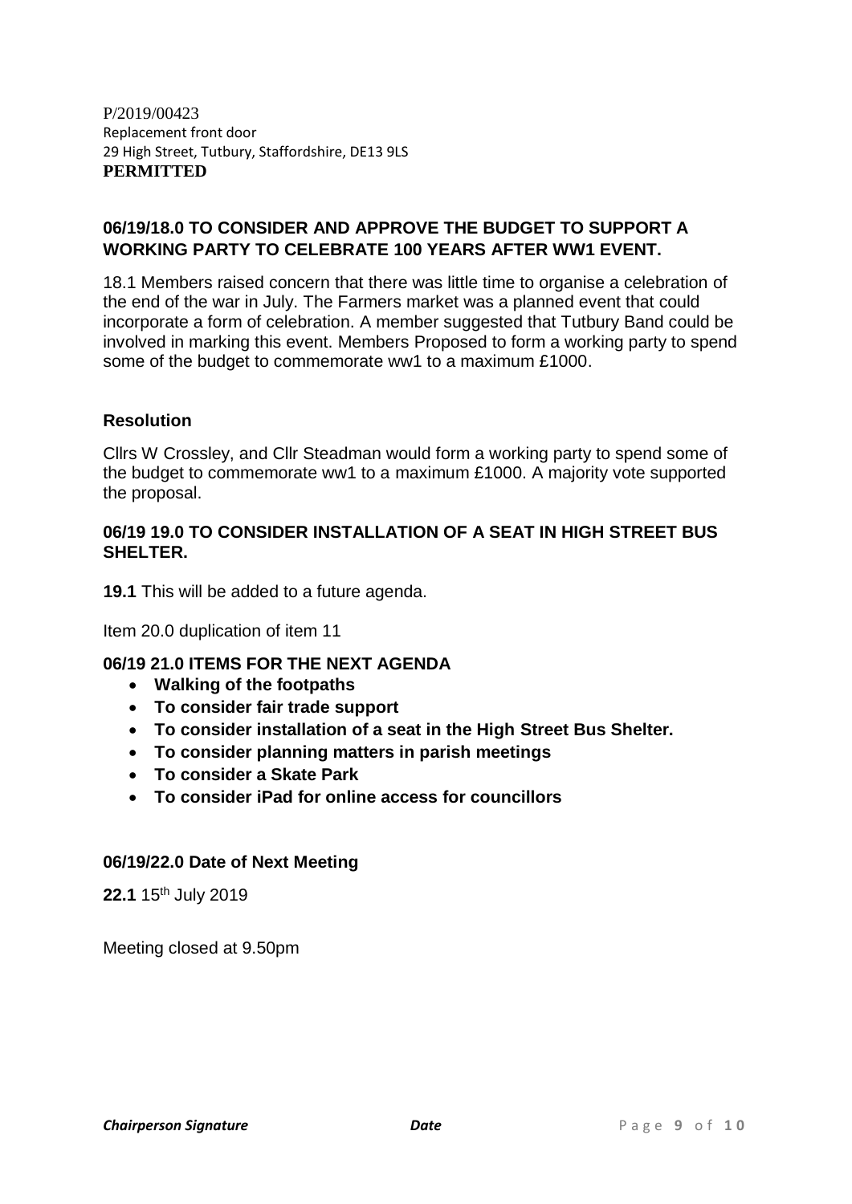P/2019/00423
Replacement front door
29 High Street, Tutbury, Staffordshire, DE13 9LS
**PERMITTED**

### 06/19/18.0 TO CONSIDER AND APPROVE THE BUDGET TO SUPPORT A WORKING PARTY TO CELEBRATE 100 YEARS AFTER WW1 EVENT.

18.1 Members raised concern that there was little time to organise a celebration of the end of the war in July. The Farmers market was a planned event that could incorporate a form of celebration. A member suggested that Tutbury Band could be involved in marking this event. Members Proposed to form a working party to spend some of the budget to commemorate ww1 to a maximum £1000.

**Resolution**

Cllrs W Crossley, and Cllr Steadman would form a working party to spend some of the budget to commemorate ww1 to a maximum £1000. A majority vote supported the proposal.

### 06/19 19.0 TO CONSIDER INSTALLATION OF A SEAT IN HIGH STREET BUS SHELTER.

**19.1** This will be added to a future agenda.

Item 20.0 duplication of item 11

### 06/19 21.0 ITEMS FOR THE NEXT AGENDA

- **Walking of the footpaths**
- **To consider fair trade support**
- **To consider installation of a seat in the High Street Bus Shelter.**
- **To consider planning matters in parish meetings**
- **To consider a Skate Park**
- **To consider iPad for online access for councillors**

### 06/19/22.0 Date of Next Meeting

**22.1** 15th July 2019

Meeting closed at 9.50pm

***Chairperson Signature*** ***Date***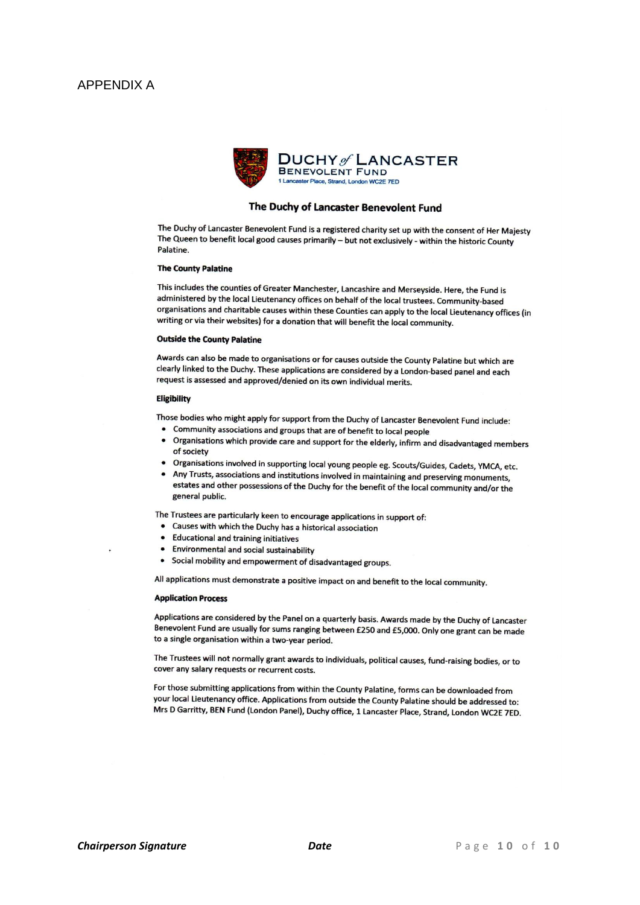APPENDIX A

**DUCHY of LANCASTER**
**BENEVOLENT FUND**
1 Lancaster Place, Strand, London WC2E 7ED

## The Duchy of Lancaster Benevolent Fund

The Duchy of Lancaster Benevolent Fund is a registered charity set up with the consent of Her Majesty The Queen to benefit local good causes primarily – but not exclusively - within the historic County Palatine.

**The County Palatine**

This includes the counties of Greater Manchester, Lancashire and Merseyside. Here, the Fund is administered by the local Lieutenancy offices on behalf of the local trustees. Community-based organisations and charitable causes within these Counties can apply to the local Lieutenancy offices (in writing or via their websites) for a donation that will benefit the local community.

**Outside the County Palatine**

Awards can also be made to organisations or for causes outside the County Palatine but which are clearly linked to the Duchy. These applications are considered by a London-based panel and each request is assessed and approved/denied on its own individual merits.

**Eligibility**

Those bodies who might apply for support from the Duchy of Lancaster Benevolent Fund include:

- Community associations and groups that are of benefit to local people
- Organisations which provide care and support for the elderly, infirm and disadvantaged members of society
- Organisations involved in supporting local young people eg. Scouts/Guides, Cadets, YMCA, etc.
- Any Trusts, associations and institutions involved in maintaining and preserving monuments, estates and other possessions of the Duchy for the benefit of the local community and/or the general public.

The Trustees are particularly keen to encourage applications in support of:

- Causes with which the Duchy has a historical association
- Educational and training initiatives
- Environmental and social sustainability
- Social mobility and empowerment of disadvantaged groups.

All applications must demonstrate a positive impact on and benefit to the local community.

**Application Process**

Applications are considered by the Panel on a quarterly basis. Awards made by the Duchy of Lancaster Benevolent Fund are usually for sums ranging between £250 and £5,000. Only one grant can be made to a single organisation within a two-year period.

The Trustees will not normally grant awards to individuals, political causes, fund-raising bodies, or to cover any salary requests or recurrent costs.

For those submitting applications from within the County Palatine, forms can be downloaded from your local Lieutenancy office. Applications from outside the County Palatine should be addressed to: Mrs D Garritty, BEN Fund (London Panel), Duchy office, 1 Lancaster Place, Strand, London WC2E 7ED.

***Chairperson Signature*** ***Date***